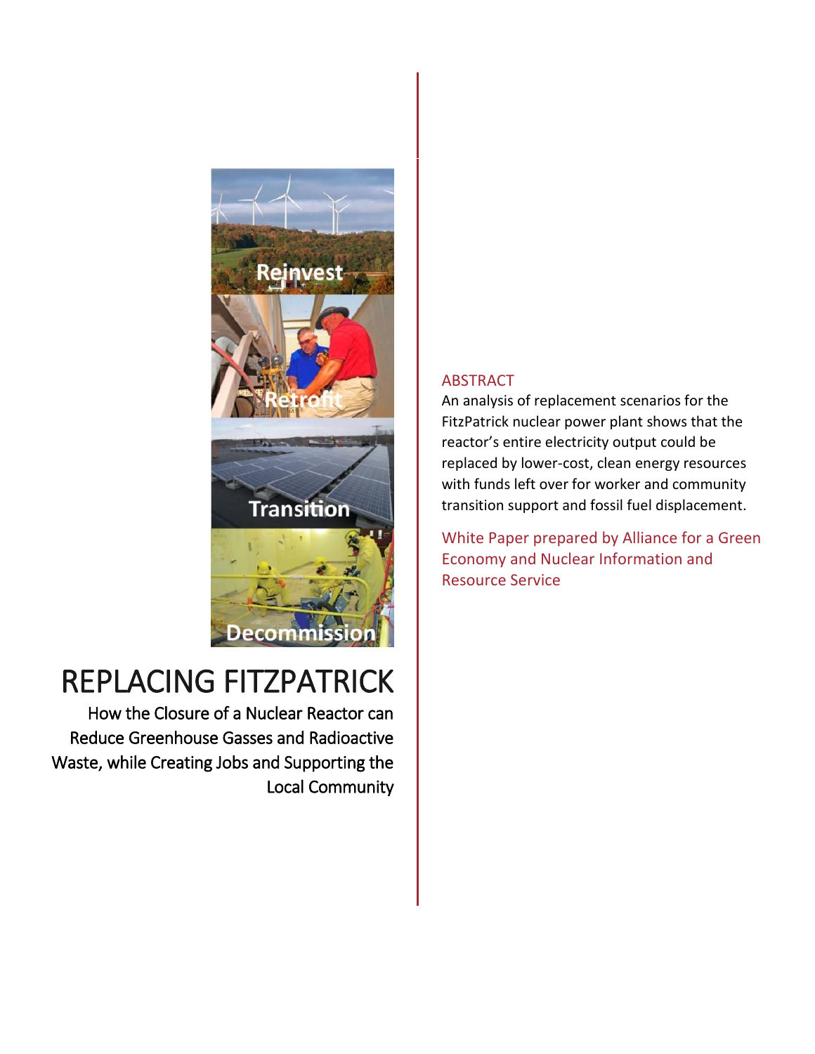# REPLACING FITZPATRICK

## How the Closure of a Nuclear Reactor can Reduce Greenhouse Gasses and Radioactive Waste, while Creating Jobs and Supporting the Local Community

### ABSTRACT

An analysis of replacement scenarios for the FitzPatrick nuclear power plant shows that the reactor's entire electricity output could be replaced by lower-cost, clean energy resources with funds left over for worker and community transition support and fossil fuel displacement.

White Paper prepared by Alliance for a Green Economy and Nuclear Information and Resource Service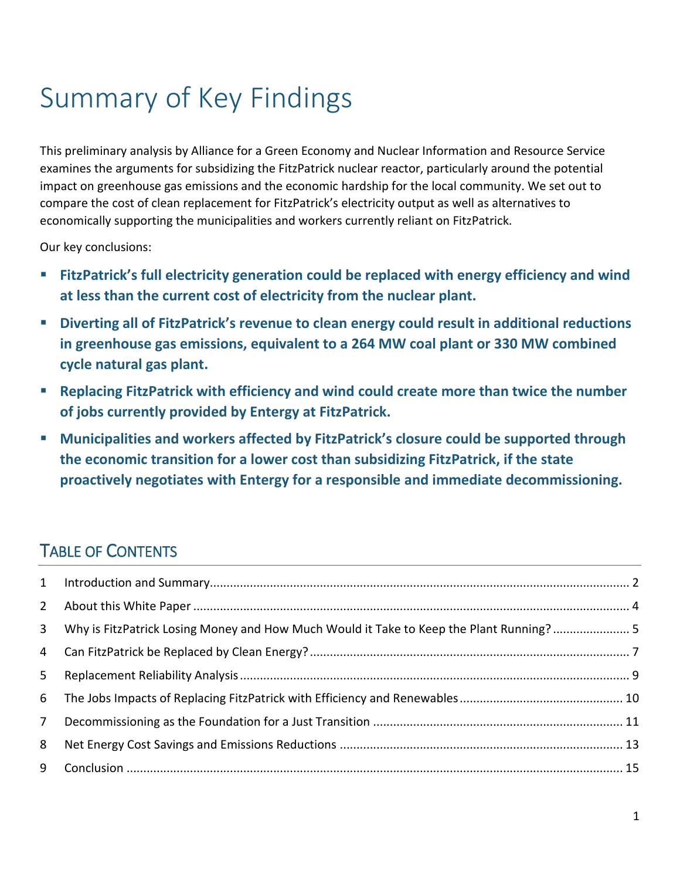# Summary of Key Findings

This preliminary analysis by Alliance for a Green Economy and Nuclear Information and Resource Service examines the arguments for subsidizing the FitzPatrick nuclear reactor, particularly around the potential impact on greenhouse gas emissions and the economic hardship for the local community. We set out to compare the cost of clean replacement for FitzPatrick's electricity output as well as alternatives to economically supporting the municipalities and workers currently reliant on FitzPatrick.

Our key conclusions:

- **FitzPatrick's full electricity generation could be replaced with energy efficiency and wind at less than the current cost of electricity from the nuclear plant.**
- **Diverting all of FitzPatrick's revenue to clean energy could result in additional reductions in greenhouse gas emissions, equivalent to a 264 MW coal plant or 330 MW combined cycle natural gas plant.**
- **Replacing FitzPatrick with efficiency and wind could create more than twice the number of jobs currently provided by Entergy at FitzPatrick.**
- **Municipalities and workers affected by FitzPatrick's closure could be supported through the economic transition for a lower cost than subsidizing FitzPatrick, if the state proactively negotiates with Entergy for a responsible and immediate decommissioning.**

## Table of Contents

1. Introduction and Summary ... 2
2. About this White Paper ... 4
3. Why is FitzPatrick Losing Money and How Much Would it Take to Keep the Plant Running? ... 5
4. Can FitzPatrick be Replaced by Clean Energy? ... 7
5. Replacement Reliability Analysis ... 9
6. The Jobs Impacts of Replacing FitzPatrick with Efficiency and Renewables ... 10
7. Decommissioning as the Foundation for a Just Transition ... 11
8. Net Energy Cost Savings and Emissions Reductions ... 13
9. Conclusion ... 15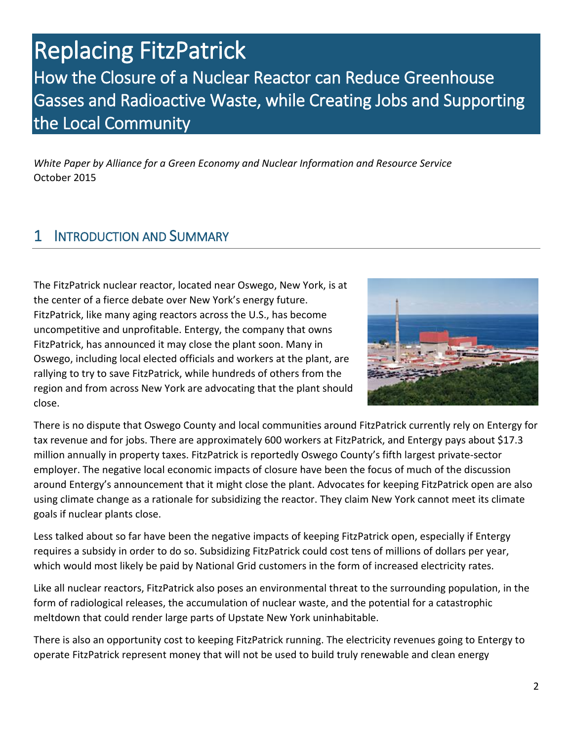# Replacing FitzPatrick

## How the Closure of a Nuclear Reactor can Reduce Greenhouse Gasses and Radioactive Waste, while Creating Jobs and Supporting the Local Community

*White Paper by Alliance for a Green Economy and Nuclear Information and Resource Service*
October 2015

## 1 Introduction and Summary

The FitzPatrick nuclear reactor, located near Oswego, New York, is at the center of a fierce debate over New York's energy future. FitzPatrick, like many aging reactors across the U.S., has become uncompetitive and unprofitable. Entergy, the company that owns FitzPatrick, has announced it may close the plant soon. Many in Oswego, including local elected officials and workers at the plant, are rallying to try to save FitzPatrick, while hundreds of others from the region and from across New York are advocating that the plant should close.

There is no dispute that Oswego County and local communities around FitzPatrick currently rely on Entergy for tax revenue and for jobs. There are approximately 600 workers at FitzPatrick, and Entergy pays about $17.3 million annually in property taxes. FitzPatrick is reportedly Oswego County's fifth largest private-sector employer. The negative local economic impacts of closure have been the focus of much of the discussion around Entergy's announcement that it might close the plant. Advocates for keeping FitzPatrick open are also using climate change as a rationale for subsidizing the reactor. They claim New York cannot meet its climate goals if nuclear plants close.

Less talked about so far have been the negative impacts of keeping FitzPatrick open, especially if Entergy requires a subsidy in order to do so. Subsidizing FitzPatrick could cost tens of millions of dollars per year, which would most likely be paid by National Grid customers in the form of increased electricity rates.

Like all nuclear reactors, FitzPatrick also poses an environmental threat to the surrounding population, in the form of radiological releases, the accumulation of nuclear waste, and the potential for a catastrophic meltdown that could render large parts of Upstate New York uninhabitable.

There is also an opportunity cost to keeping FitzPatrick running. The electricity revenues going to Entergy to operate FitzPatrick represent money that will not be used to build truly renewable and clean energy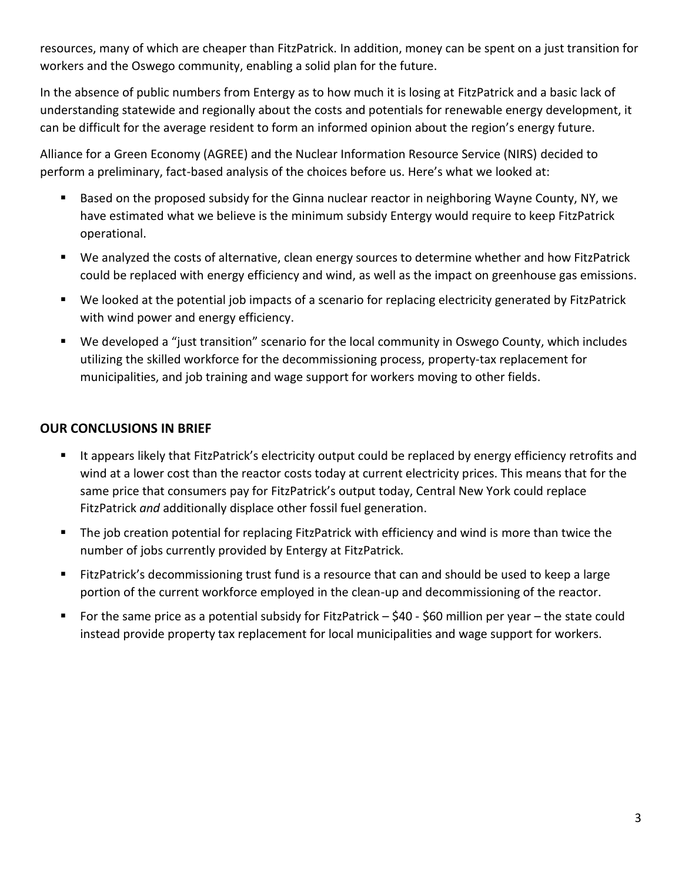resources, many of which are cheaper than FitzPatrick. In addition, money can be spent on a just transition for workers and the Oswego community, enabling a solid plan for the future.

In the absence of public numbers from Entergy as to how much it is losing at FitzPatrick and a basic lack of understanding statewide and regionally about the costs and potentials for renewable energy development, it can be difficult for the average resident to form an informed opinion about the region's energy future.

Alliance for a Green Economy (AGREE) and the Nuclear Information Resource Service (NIRS) decided to perform a preliminary, fact-based analysis of the choices before us. Here's what we looked at:

- Based on the proposed subsidy for the Ginna nuclear reactor in neighboring Wayne County, NY, we have estimated what we believe is the minimum subsidy Entergy would require to keep FitzPatrick operational.
- We analyzed the costs of alternative, clean energy sources to determine whether and how FitzPatrick could be replaced with energy efficiency and wind, as well as the impact on greenhouse gas emissions.
- We looked at the potential job impacts of a scenario for replacing electricity generated by FitzPatrick with wind power and energy efficiency.
- We developed a "just transition" scenario for the local community in Oswego County, which includes utilizing the skilled workforce for the decommissioning process, property-tax replacement for municipalities, and job training and wage support for workers moving to other fields.

## OUR CONCLUSIONS IN BRIEF

- It appears likely that FitzPatrick's electricity output could be replaced by energy efficiency retrofits and wind at a lower cost than the reactor costs today at current electricity prices. This means that for the same price that consumers pay for FitzPatrick's output today, Central New York could replace FitzPatrick *and* additionally displace other fossil fuel generation.
- The job creation potential for replacing FitzPatrick with efficiency and wind is more than twice the number of jobs currently provided by Entergy at FitzPatrick.
- FitzPatrick's decommissioning trust fund is a resource that can and should be used to keep a large portion of the current workforce employed in the clean-up and decommissioning of the reactor.
- For the same price as a potential subsidy for FitzPatrick – $40 - $60 million per year – the state could instead provide property tax replacement for local municipalities and wage support for workers.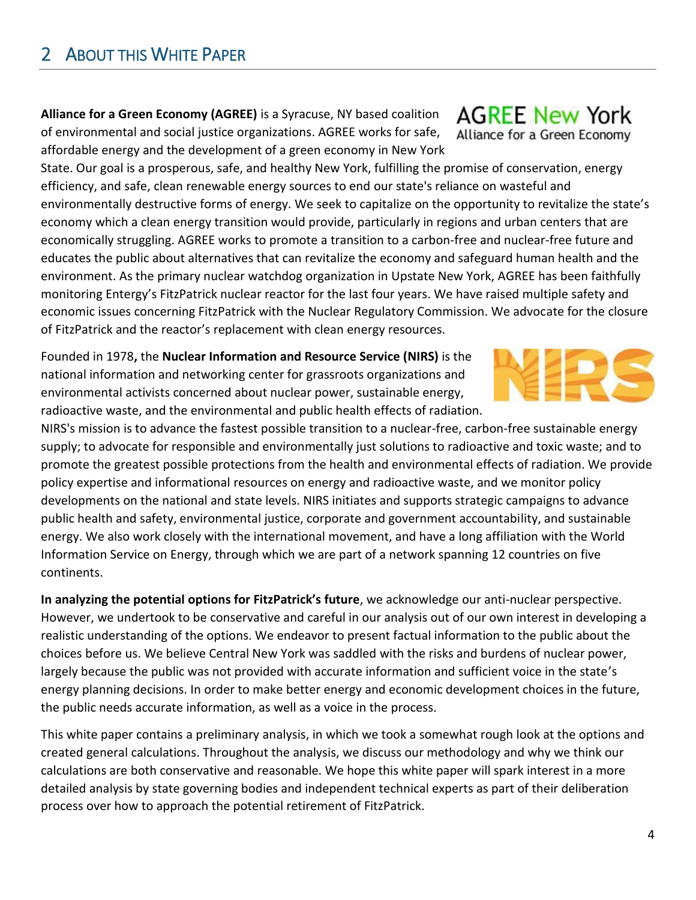## 2 About this White Paper

**Alliance for a Green Economy (AGREE)** is a Syracuse, NY based coalition of environmental and social justice organizations. AGREE works for safe, affordable energy and the development of a green economy in New York State. Our goal is a prosperous, safe, and healthy New York, fulfilling the promise of conservation, energy efficiency, and safe, clean renewable energy sources to end our state's reliance on wasteful and environmentally destructive forms of energy. We seek to capitalize on the opportunity to revitalize the state's economy which a clean energy transition would provide, particularly in regions and urban centers that are economically struggling. AGREE works to promote a transition to a carbon-free and nuclear-free future and educates the public about alternatives that can revitalize the economy and safeguard human health and the environment. As the primary nuclear watchdog organization in Upstate New York, AGREE has been faithfully monitoring Entergy's FitzPatrick nuclear reactor for the last four years. We have raised multiple safety and economic issues concerning FitzPatrick with the Nuclear Regulatory Commission. We advocate for the closure of FitzPatrick and the reactor's replacement with clean energy resources.

Founded in 1978**,** the **Nuclear Information and Resource Service (NIRS)** is the national information and networking center for grassroots organizations and environmental activists concerned about nuclear power, sustainable energy, radioactive waste, and the environmental and public health effects of radiation. NIRS's mission is to advance the fastest possible transition to a nuclear-free, carbon-free sustainable energy supply; to advocate for responsible and environmentally just solutions to radioactive and toxic waste; and to promote the greatest possible protections from the health and environmental effects of radiation. We provide policy expertise and informational resources on energy and radioactive waste, and we monitor policy developments on the national and state levels. NIRS initiates and supports strategic campaigns to advance public health and safety, environmental justice, corporate and government accountability, and sustainable energy. We also work closely with the international movement, and have a long affiliation with the World Information Service on Energy, through which we are part of a network spanning 12 countries on five continents.

**In analyzing the potential options for FitzPatrick's future**, we acknowledge our anti-nuclear perspective. However, we undertook to be conservative and careful in our analysis out of our own interest in developing a realistic understanding of the options. We endeavor to present factual information to the public about the choices before us. We believe Central New York was saddled with the risks and burdens of nuclear power, largely because the public was not provided with accurate information and sufficient voice in the state's energy planning decisions. In order to make better energy and economic development choices in the future, the public needs accurate information, as well as a voice in the process.

This white paper contains a preliminary analysis, in which we took a somewhat rough look at the options and created general calculations. Throughout the analysis, we discuss our methodology and why we think our calculations are both conservative and reasonable. We hope this white paper will spark interest in a more detailed analysis by state governing bodies and independent technical experts as part of their deliberation process over how to approach the potential retirement of FitzPatrick.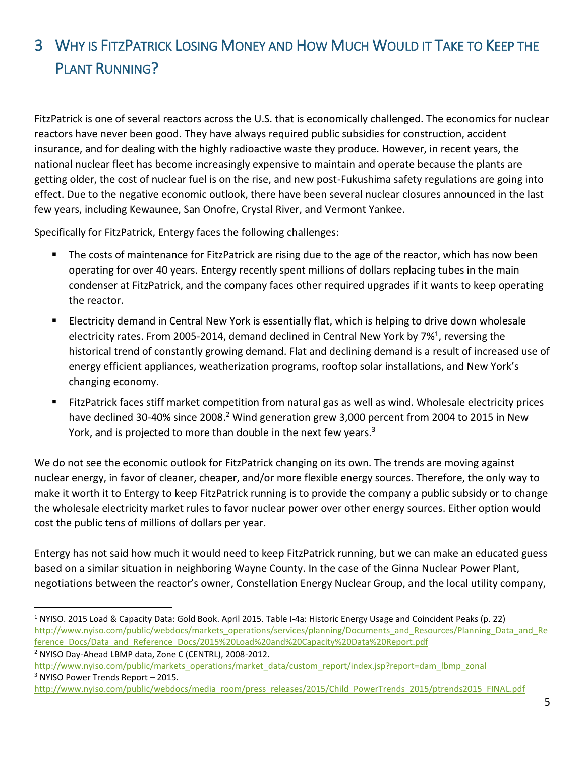# 3 Why is FitzPatrick Losing Money and How Much Would it Take to Keep the Plant Running?

FitzPatrick is one of several reactors across the U.S. that is economically challenged. The economics for nuclear reactors have never been good. They have always required public subsidies for construction, accident insurance, and for dealing with the highly radioactive waste they produce. However, in recent years, the national nuclear fleet has become increasingly expensive to maintain and operate because the plants are getting older, the cost of nuclear fuel is on the rise, and new post-Fukushima safety regulations are going into effect. Due to the negative economic outlook, there have been several nuclear closures announced in the last few years, including Kewaunee, San Onofre, Crystal River, and Vermont Yankee.

Specifically for FitzPatrick, Entergy faces the following challenges:

- The costs of maintenance for FitzPatrick are rising due to the age of the reactor, which has now been operating for over 40 years. Entergy recently spent millions of dollars replacing tubes in the main condenser at FitzPatrick, and the company faces other required upgrades if it wants to keep operating the reactor.
- Electricity demand in Central New York is essentially flat, which is helping to drive down wholesale electricity rates. From 2005-2014, demand declined in Central New York by 7%[1], reversing the historical trend of constantly growing demand. Flat and declining demand is a result of increased use of energy efficient appliances, weatherization programs, rooftop solar installations, and New York's changing economy.
- FitzPatrick faces stiff market competition from natural gas as well as wind. Wholesale electricity prices have declined 30-40% since 2008.[2] Wind generation grew 3,000 percent from 2004 to 2015 in New York, and is projected to more than double in the next few years.[3]

We do not see the economic outlook for FitzPatrick changing on its own. The trends are moving against nuclear energy, in favor of cleaner, cheaper, and/or more flexible energy sources. Therefore, the only way to make it worth it to Entergy to keep FitzPatrick running is to provide the company a public subsidy or to change the wholesale electricity market rules to favor nuclear power over other energy sources. Either option would cost the public tens of millions of dollars per year.

Entergy has not said how much it would need to keep FitzPatrick running, but we can make an educated guess based on a similar situation in neighboring Wayne County. In the case of the Ginna Nuclear Power Plant, negotiations between the reactor's owner, Constellation Energy Nuclear Group, and the local utility company,

---

[1] NYISO. 2015 Load & Capacity Data: Gold Book. April 2015. Table I-4a: Historic Energy Usage and Coincident Peaks (p. 22) http://www.nyiso.com/public/webdocs/markets_operations/services/planning/Documents_and_Resources/Planning_Data_and_Reference_Docs/Data_and_Reference_Docs/2015%20Load%20and%20Capacity%20Data%20Report.pdf

[2] NYISO Day-Ahead LBMP data, Zone C (CENTRL), 2008-2012. http://www.nyiso.com/public/markets_operations/market_data/custom_report/index.jsp?report=dam_lbmp_zonal

[3] NYISO Power Trends Report – 2015. http://www.nyiso.com/public/webdocs/media_room/press_releases/2015/Child_PowerTrends_2015/ptrends2015_FINAL.pdf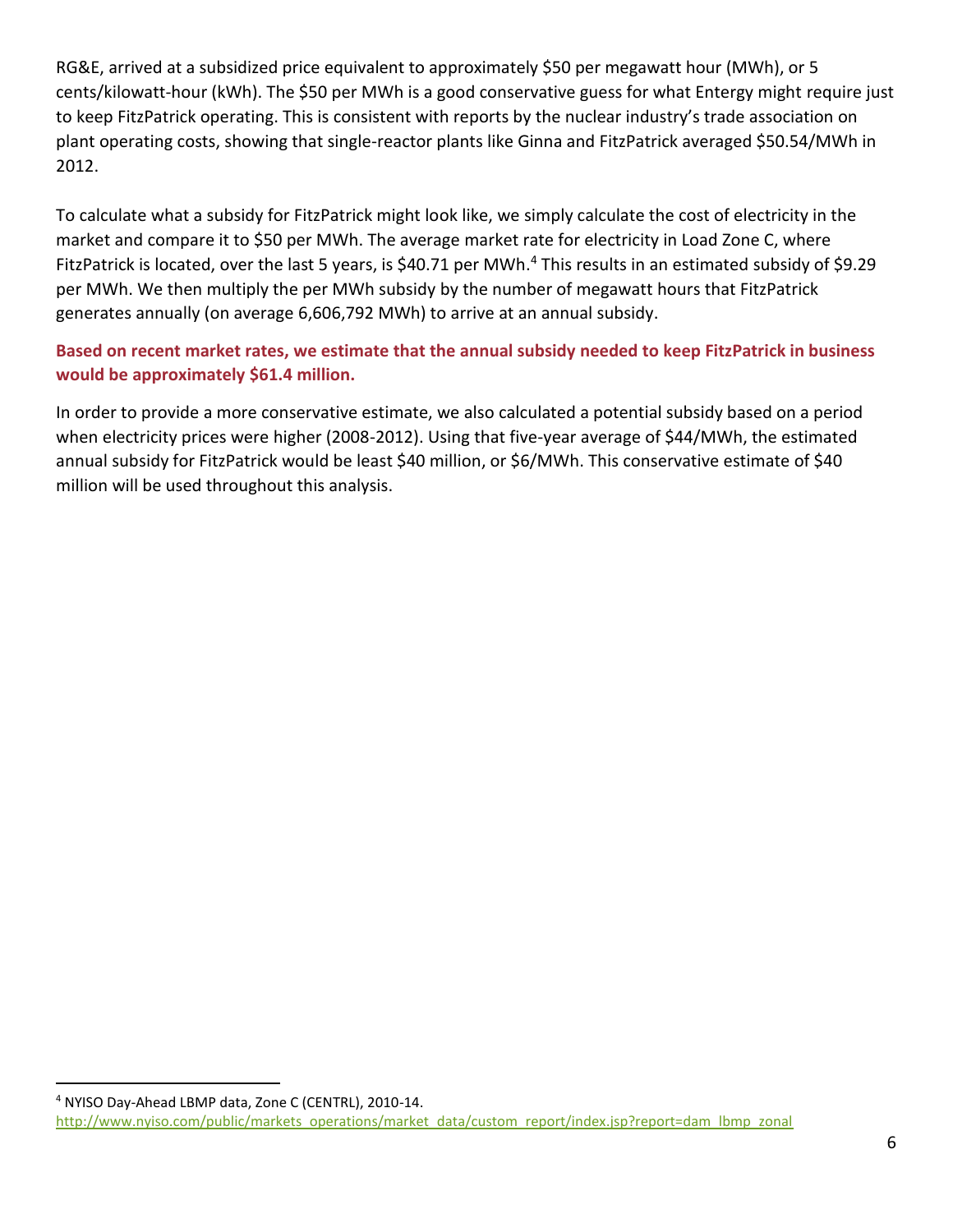RG&E, arrived at a subsidized price equivalent to approximately $50 per megawatt hour (MWh), or 5 cents/kilowatt-hour (kWh). The $50 per MWh is a good conservative guess for what Entergy might require just to keep FitzPatrick operating. This is consistent with reports by the nuclear industry's trade association on plant operating costs, showing that single-reactor plants like Ginna and FitzPatrick averaged $50.54/MWh in 2012.

To calculate what a subsidy for FitzPatrick might look like, we simply calculate the cost of electricity in the market and compare it to $50 per MWh. The average market rate for electricity in Load Zone C, where FitzPatrick is located, over the last 5 years, is $40.71 per MWh.[4] This results in an estimated subsidy of $9.29 per MWh. We then multiply the per MWh subsidy by the number of megawatt hours that FitzPatrick generates annually (on average 6,606,792 MWh) to arrive at an annual subsidy.

**Based on recent market rates, we estimate that the annual subsidy needed to keep FitzPatrick in business would be approximately $61.4 million.**

In order to provide a more conservative estimate, we also calculated a potential subsidy based on a period when electricity prices were higher (2008-2012). Using that five-year average of $44/MWh, the estimated annual subsidy for FitzPatrick would be least $40 million, or $6/MWh. This conservative estimate of $40 million will be used throughout this analysis.

---

[4] NYISO Day-Ahead LBMP data, Zone C (CENTRL), 2010-14.
http://www.nyiso.com/public/markets_operations/market_data/custom_report/index.jsp?report=dam_lbmp_zonal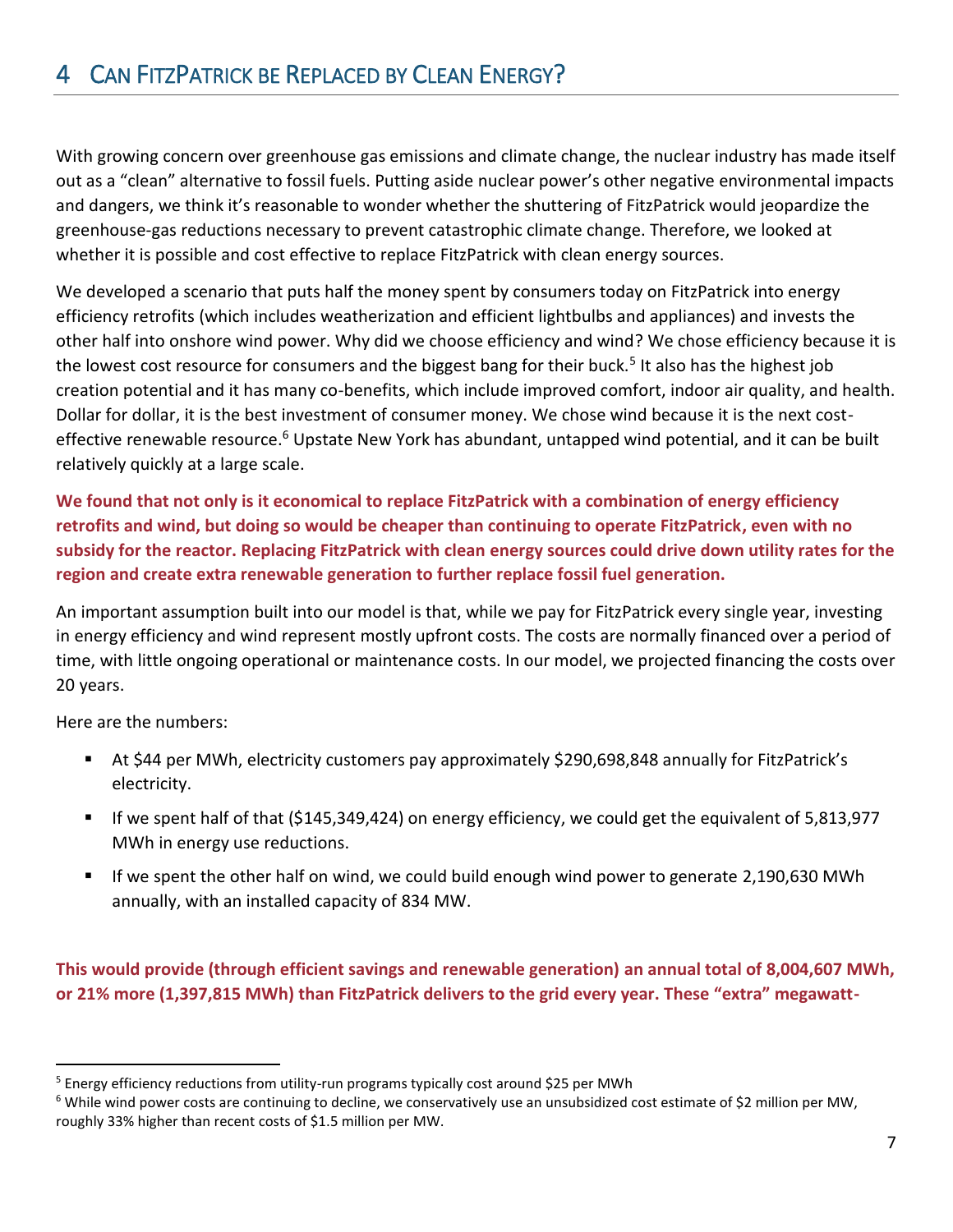# 4 Can FitzPatrick be Replaced by Clean Energy?

With growing concern over greenhouse gas emissions and climate change, the nuclear industry has made itself out as a "clean" alternative to fossil fuels. Putting aside nuclear power's other negative environmental impacts and dangers, we think it's reasonable to wonder whether the shuttering of FitzPatrick would jeopardize the greenhouse-gas reductions necessary to prevent catastrophic climate change. Therefore, we looked at whether it is possible and cost effective to replace FitzPatrick with clean energy sources.

We developed a scenario that puts half the money spent by consumers today on FitzPatrick into energy efficiency retrofits (which includes weatherization and efficient lightbulbs and appliances) and invests the other half into onshore wind power. Why did we choose efficiency and wind? We chose efficiency because it is the lowest cost resource for consumers and the biggest bang for their buck.[5] It also has the highest job creation potential and it has many co-benefits, which include improved comfort, indoor air quality, and health. Dollar for dollar, it is the best investment of consumer money. We chose wind because it is the next cost-effective renewable resource.[6] Upstate New York has abundant, untapped wind potential, and it can be built relatively quickly at a large scale.

**We found that not only is it economical to replace FitzPatrick with a combination of energy efficiency retrofits and wind, but doing so would be cheaper than continuing to operate FitzPatrick, even with no subsidy for the reactor. Replacing FitzPatrick with clean energy sources could drive down utility rates for the region and create extra renewable generation to further replace fossil fuel generation.**

An important assumption built into our model is that, while we pay for FitzPatrick every single year, investing in energy efficiency and wind represent mostly upfront costs. The costs are normally financed over a period of time, with little ongoing operational or maintenance costs. In our model, we projected financing the costs over 20 years.

Here are the numbers:

- At $44 per MWh, electricity customers pay approximately $290,698,848 annually for FitzPatrick's electricity.
- If we spent half of that ($145,349,424) on energy efficiency, we could get the equivalent of 5,813,977 MWh in energy use reductions.
- If we spent the other half on wind, we could build enough wind power to generate 2,190,630 MWh annually, with an installed capacity of 834 MW.

**This would provide (through efficient savings and renewable generation) an annual total of 8,004,607 MWh, or 21% more (1,397,815 MWh) than FitzPatrick delivers to the grid every year. These "extra" megawatt-**

---

[5] Energy efficiency reductions from utility-run programs typically cost around $25 per MWh

[6] While wind power costs are continuing to decline, we conservatively use an unsubsidized cost estimate of $2 million per MW, roughly 33% higher than recent costs of $1.5 million per MW.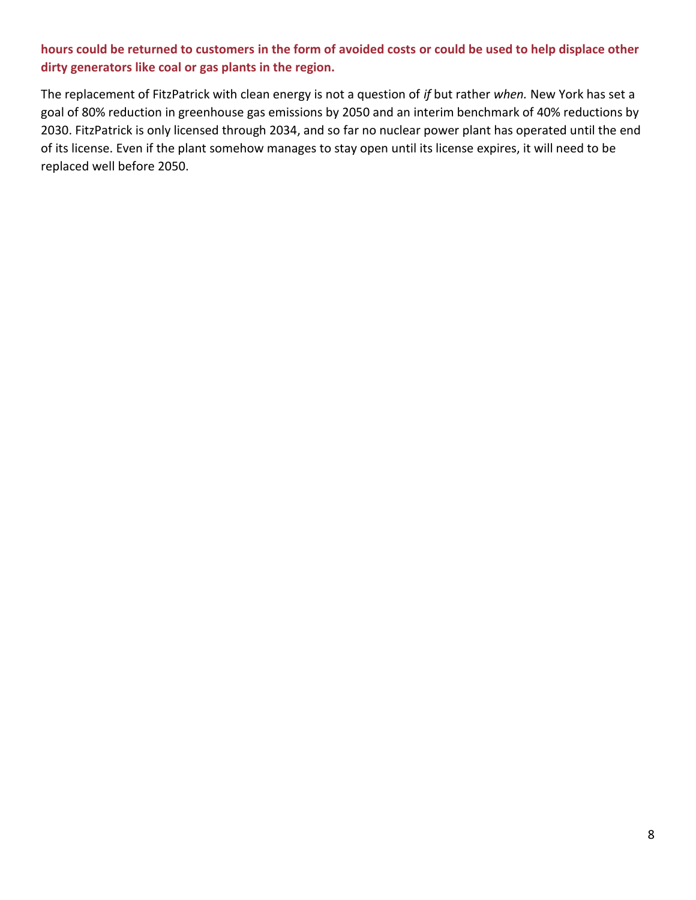**hours could be returned to customers in the form of avoided costs or could be used to help displace other dirty generators like coal or gas plants in the region.**

The replacement of FitzPatrick with clean energy is not a question of *if* but rather *when.* New York has set a goal of 80% reduction in greenhouse gas emissions by 2050 and an interim benchmark of 40% reductions by 2030. FitzPatrick is only licensed through 2034, and so far no nuclear power plant has operated until the end of its license. Even if the plant somehow manages to stay open until its license expires, it will need to be replaced well before 2050.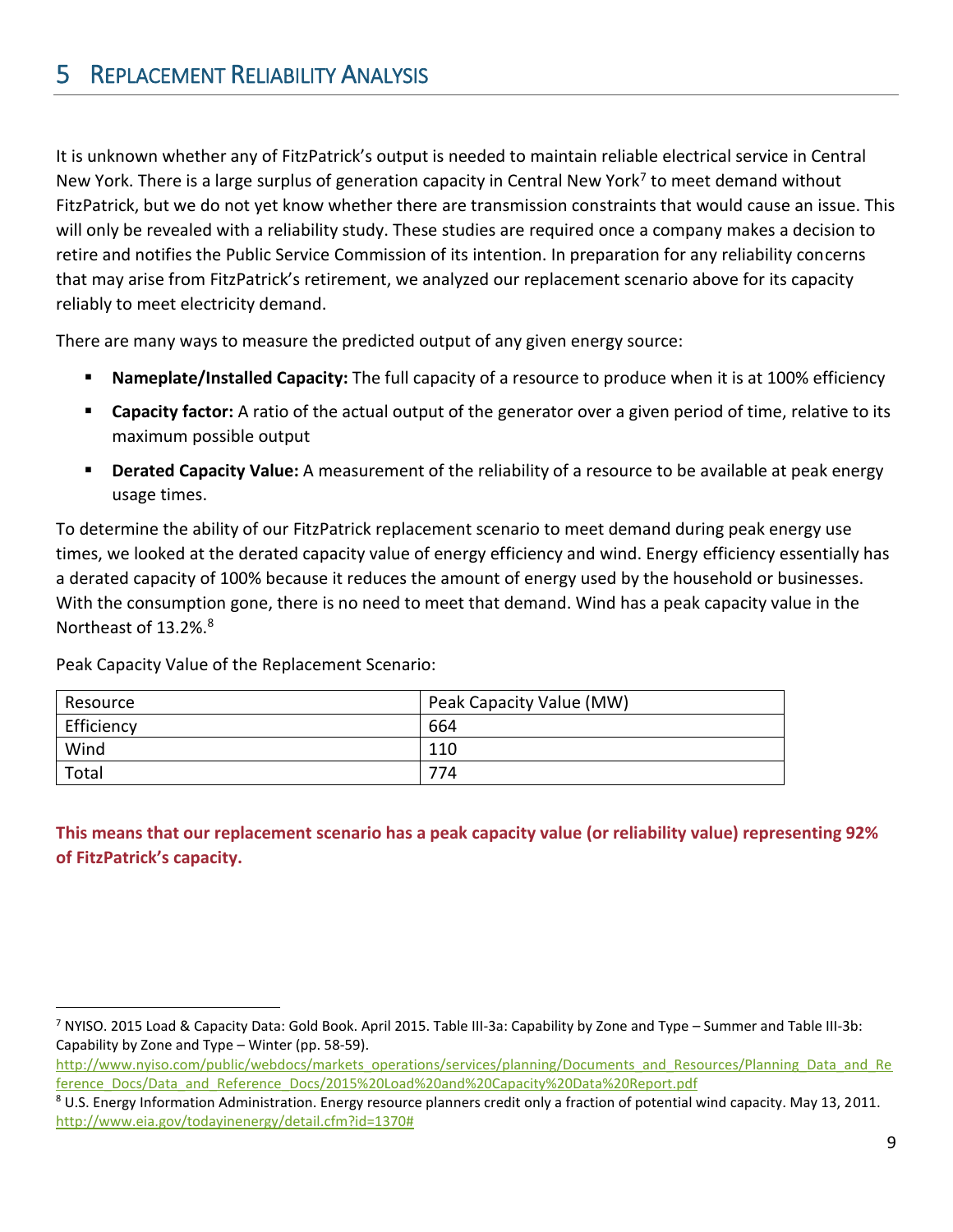# 5 Replacement Reliability Analysis

It is unknown whether any of FitzPatrick's output is needed to maintain reliable electrical service in Central New York. There is a large surplus of generation capacity in Central New York[7] to meet demand without FitzPatrick, but we do not yet know whether there are transmission constraints that would cause an issue. This will only be revealed with a reliability study. These studies are required once a company makes a decision to retire and notifies the Public Service Commission of its intention. In preparation for any reliability concerns that may arise from FitzPatrick's retirement, we analyzed our replacement scenario above for its capacity reliably to meet electricity demand.

There are many ways to measure the predicted output of any given energy source:

- **Nameplate/Installed Capacity:** The full capacity of a resource to produce when it is at 100% efficiency
- **Capacity factor:** A ratio of the actual output of the generator over a given period of time, relative to its maximum possible output
- **Derated Capacity Value:** A measurement of the reliability of a resource to be available at peak energy usage times.

To determine the ability of our FitzPatrick replacement scenario to meet demand during peak energy use times, we looked at the derated capacity value of energy efficiency and wind. Energy efficiency essentially has a derated capacity of 100% because it reduces the amount of energy used by the household or businesses. With the consumption gone, there is no need to meet that demand. Wind has a peak capacity value in the Northeast of 13.2%.[8]

Peak Capacity Value of the Replacement Scenario:

| Resource | Peak Capacity Value (MW) |
|---|---|
| Efficiency | 664 |
| Wind | 110 |
| Total | 774 |

**This means that our replacement scenario has a peak capacity value (or reliability value) representing 92% of FitzPatrick's capacity.**

---

[7] NYISO. 2015 Load & Capacity Data: Gold Book. April 2015. Table III-3a: Capability by Zone and Type – Summer and Table III-3b: Capability by Zone and Type – Winter (pp. 58-59). http://www.nyiso.com/public/webdocs/markets_operations/services/planning/Documents_and_Resources/Planning_Data_and_Reference_Docs/Data_and_Reference_Docs/2015%20Load%20and%20Capacity%20Data%20Report.pdf

[8] U.S. Energy Information Administration. Energy resource planners credit only a fraction of potential wind capacity. May 13, 2011. http://www.eia.gov/todayinenergy/detail.cfm?id=1370#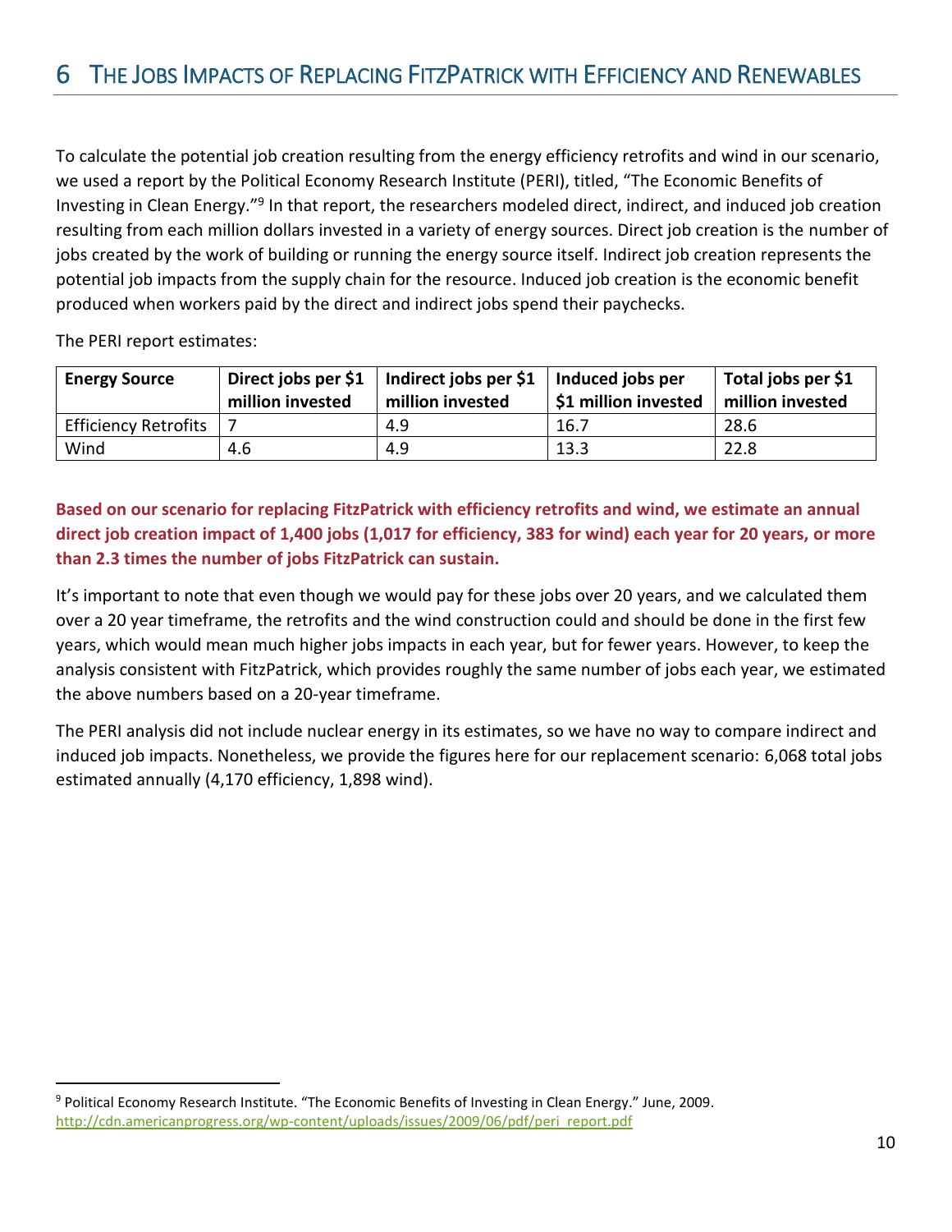# 6 The Jobs Impacts of Replacing FitzPatrick with Efficiency and Renewables

To calculate the potential job creation resulting from the energy efficiency retrofits and wind in our scenario, we used a report by the Political Economy Research Institute (PERI), titled, "The Economic Benefits of Investing in Clean Energy."[9] In that report, the researchers modeled direct, indirect, and induced job creation resulting from each million dollars invested in a variety of energy sources. Direct job creation is the number of jobs created by the work of building or running the energy source itself. Indirect job creation represents the potential job impacts from the supply chain for the resource. Induced job creation is the economic benefit produced when workers paid by the direct and indirect jobs spend their paychecks.

The PERI report estimates:

| Energy Source | Direct jobs per $1 million invested | Indirect jobs per $1 million invested | Induced jobs per $1 million invested | Total jobs per $1 million invested |
|---|---|---|---|---|
| Efficiency Retrofits | 7 | 4.9 | 16.7 | 28.6 |
| Wind | 4.6 | 4.9 | 13.3 | 22.8 |

**Based on our scenario for replacing FitzPatrick with efficiency retrofits and wind, we estimate an annual direct job creation impact of 1,400 jobs (1,017 for efficiency, 383 for wind) each year for 20 years, or more than 2.3 times the number of jobs FitzPatrick can sustain.**

It's important to note that even though we would pay for these jobs over 20 years, and we calculated them over a 20 year timeframe, the retrofits and the wind construction could and should be done in the first few years, which would mean much higher jobs impacts in each year, but for fewer years. However, to keep the analysis consistent with FitzPatrick, which provides roughly the same number of jobs each year, we estimated the above numbers based on a 20-year timeframe.

The PERI analysis did not include nuclear energy in its estimates, so we have no way to compare indirect and induced job impacts. Nonetheless, we provide the figures here for our replacement scenario: 6,068 total jobs estimated annually (4,170 efficiency, 1,898 wind).

[9] Political Economy Research Institute. "The Economic Benefits of Investing in Clean Energy." June, 2009. http://cdn.americanprogress.org/wp-content/uploads/issues/2009/06/pdf/peri_report.pdf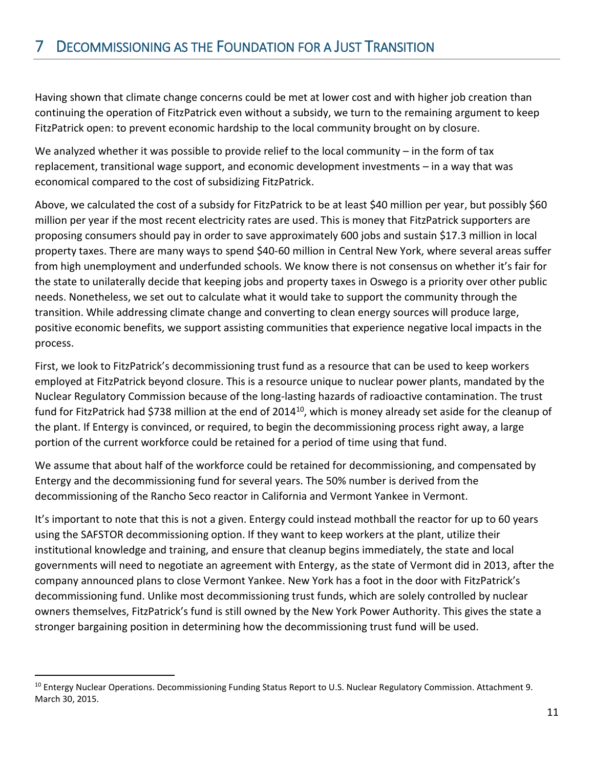# 7 Decommissioning as the Foundation for a Just Transition

Having shown that climate change concerns could be met at lower cost and with higher job creation than continuing the operation of FitzPatrick even without a subsidy, we turn to the remaining argument to keep FitzPatrick open: to prevent economic hardship to the local community brought on by closure.

We analyzed whether it was possible to provide relief to the local community – in the form of tax replacement, transitional wage support, and economic development investments – in a way that was economical compared to the cost of subsidizing FitzPatrick.

Above, we calculated the cost of a subsidy for FitzPatrick to be at least $40 million per year, but possibly $60 million per year if the most recent electricity rates are used. This is money that FitzPatrick supporters are proposing consumers should pay in order to save approximately 600 jobs and sustain $17.3 million in local property taxes. There are many ways to spend $40-60 million in Central New York, where several areas suffer from high unemployment and underfunded schools. We know there is not consensus on whether it's fair for the state to unilaterally decide that keeping jobs and property taxes in Oswego is a priority over other public needs. Nonetheless, we set out to calculate what it would take to support the community through the transition. While addressing climate change and converting to clean energy sources will produce large, positive economic benefits, we support assisting communities that experience negative local impacts in the process.

First, we look to FitzPatrick's decommissioning trust fund as a resource that can be used to keep workers employed at FitzPatrick beyond closure. This is a resource unique to nuclear power plants, mandated by the Nuclear Regulatory Commission because of the long-lasting hazards of radioactive contamination. The trust fund for FitzPatrick had $738 million at the end of 2014[10], which is money already set aside for the cleanup of the plant. If Entergy is convinced, or required, to begin the decommissioning process right away, a large portion of the current workforce could be retained for a period of time using that fund.

We assume that about half of the workforce could be retained for decommissioning, and compensated by Entergy and the decommissioning fund for several years. The 50% number is derived from the decommissioning of the Rancho Seco reactor in California and Vermont Yankee in Vermont.

It's important to note that this is not a given. Entergy could instead mothball the reactor for up to 60 years using the SAFSTOR decommissioning option. If they want to keep workers at the plant, utilize their institutional knowledge and training, and ensure that cleanup begins immediately, the state and local governments will need to negotiate an agreement with Entergy, as the state of Vermont did in 2013, after the company announced plans to close Vermont Yankee. New York has a foot in the door with FitzPatrick's decommissioning fund. Unlike most decommissioning trust funds, which are solely controlled by nuclear owners themselves, FitzPatrick's fund is still owned by the New York Power Authority. This gives the state a stronger bargaining position in determining how the decommissioning trust fund will be used.

[10] Entergy Nuclear Operations. Decommissioning Funding Status Report to U.S. Nuclear Regulatory Commission. Attachment 9. March 30, 2015.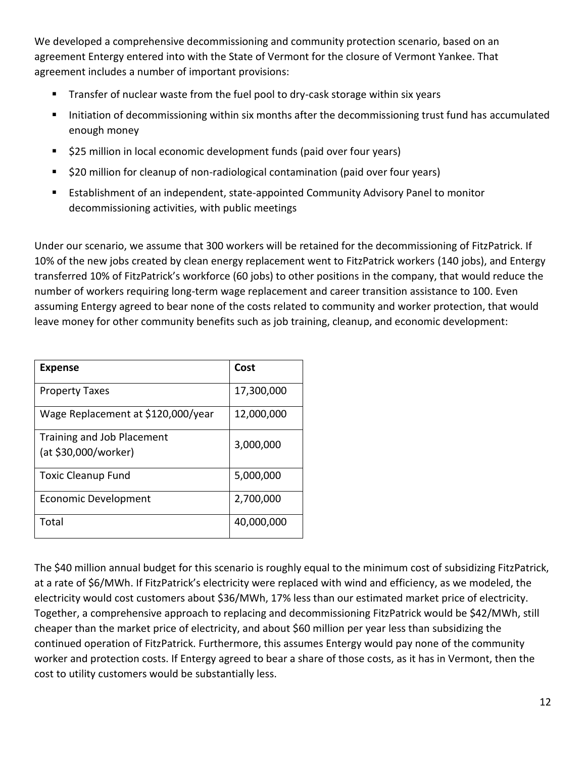We developed a comprehensive decommissioning and community protection scenario, based on an agreement Entergy entered into with the State of Vermont for the closure of Vermont Yankee. That agreement includes a number of important provisions:

- Transfer of nuclear waste from the fuel pool to dry-cask storage within six years
- Initiation of decommissioning within six months after the decommissioning trust fund has accumulated enough money
- $25 million in local economic development funds (paid over four years)
- $20 million for cleanup of non-radiological contamination (paid over four years)
- Establishment of an independent, state-appointed Community Advisory Panel to monitor decommissioning activities, with public meetings

Under our scenario, we assume that 300 workers will be retained for the decommissioning of FitzPatrick. If 10% of the new jobs created by clean energy replacement went to FitzPatrick workers (140 jobs), and Entergy transferred 10% of FitzPatrick's workforce (60 jobs) to other positions in the company, that would reduce the number of workers requiring long-term wage replacement and career transition assistance to 100. Even assuming Entergy agreed to bear none of the costs related to community and worker protection, that would leave money for other community benefits such as job training, cleanup, and economic development:

| **Expense** | **Cost** |
| --- | --- |
| Property Taxes | 17,300,000 |
| Wage Replacement at $120,000/year | 12,000,000 |
| Training and Job Placement (at $30,000/worker) | 3,000,000 |
| Toxic Cleanup Fund | 5,000,000 |
| Economic Development | 2,700,000 |
| Total | 40,000,000 |

The $40 million annual budget for this scenario is roughly equal to the minimum cost of subsidizing FitzPatrick, at a rate of $6/MWh. If FitzPatrick's electricity were replaced with wind and efficiency, as we modeled, the electricity would cost customers about $36/MWh, 17% less than our estimated market price of electricity. Together, a comprehensive approach to replacing and decommissioning FitzPatrick would be $42/MWh, still cheaper than the market price of electricity, and about $60 million per year less than subsidizing the continued operation of FitzPatrick. Furthermore, this assumes Entergy would pay none of the community worker and protection costs. If Entergy agreed to bear a share of those costs, as it has in Vermont, then the cost to utility customers would be substantially less.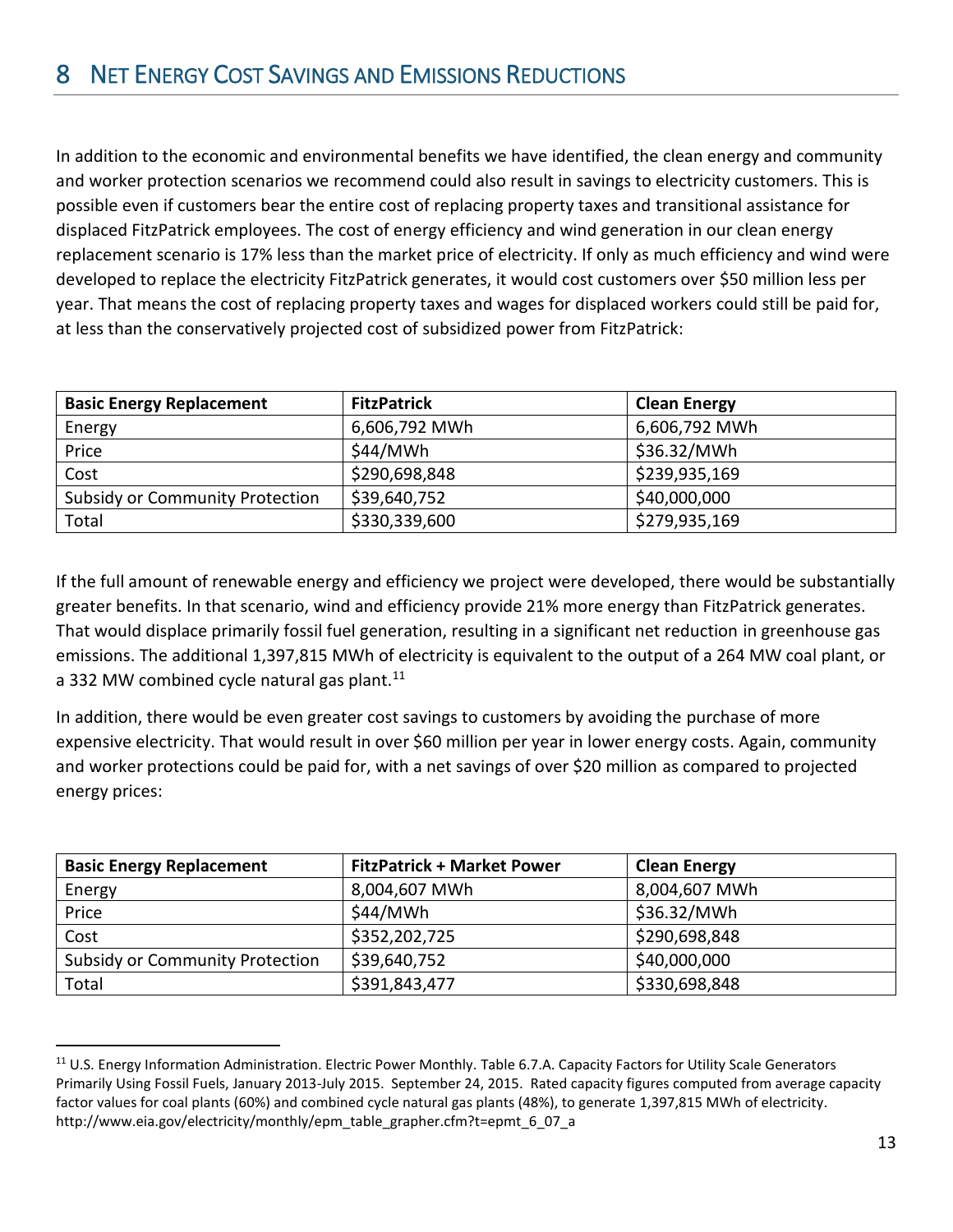# 8 Net Energy Cost Savings and Emissions Reductions

In addition to the economic and environmental benefits we have identified, the clean energy and community and worker protection scenarios we recommend could also result in savings to electricity customers. This is possible even if customers bear the entire cost of replacing property taxes and transitional assistance for displaced FitzPatrick employees. The cost of energy efficiency and wind generation in our clean energy replacement scenario is 17% less than the market price of electricity. If only as much efficiency and wind were developed to replace the electricity FitzPatrick generates, it would cost customers over $50 million less per year. That means the cost of replacing property taxes and wages for displaced workers could still be paid for, at less than the conservatively projected cost of subsidized power from FitzPatrick:

| Basic Energy Replacement | FitzPatrick | Clean Energy |
|---|---|---|
| Energy | 6,606,792 MWh | 6,606,792 MWh |
| Price | $44/MWh | $36.32/MWh |
| Cost | $290,698,848 | $239,935,169 |
| Subsidy or Community Protection | $39,640,752 | $40,000,000 |
| Total | $330,339,600 | $279,935,169 |

If the full amount of renewable energy and efficiency we project were developed, there would be substantially greater benefits. In that scenario, wind and efficiency provide 21% more energy than FitzPatrick generates. That would displace primarily fossil fuel generation, resulting in a significant net reduction in greenhouse gas emissions. The additional 1,397,815 MWh of electricity is equivalent to the output of a 264 MW coal plant, or a 332 MW combined cycle natural gas plant.[11]

In addition, there would be even greater cost savings to customers by avoiding the purchase of more expensive electricity. That would result in over $60 million per year in lower energy costs. Again, community and worker protections could be paid for, with a net savings of over $20 million as compared to projected energy prices:

| Basic Energy Replacement | FitzPatrick + Market Power | Clean Energy |
|---|---|---|
| Energy | 8,004,607 MWh | 8,004,607 MWh |
| Price | $44/MWh | $36.32/MWh |
| Cost | $352,202,725 | $290,698,848 |
| Subsidy or Community Protection | $39,640,752 | $40,000,000 |
| Total | $391,843,477 | $330,698,848 |

[11] U.S. Energy Information Administration. Electric Power Monthly. Table 6.7.A. Capacity Factors for Utility Scale Generators Primarily Using Fossil Fuels, January 2013-July 2015. September 24, 2015. Rated capacity figures computed from average capacity factor values for coal plants (60%) and combined cycle natural gas plants (48%), to generate 1,397,815 MWh of electricity. http://www.eia.gov/electricity/monthly/epm_table_grapher.cfm?t=epmt_6_07_a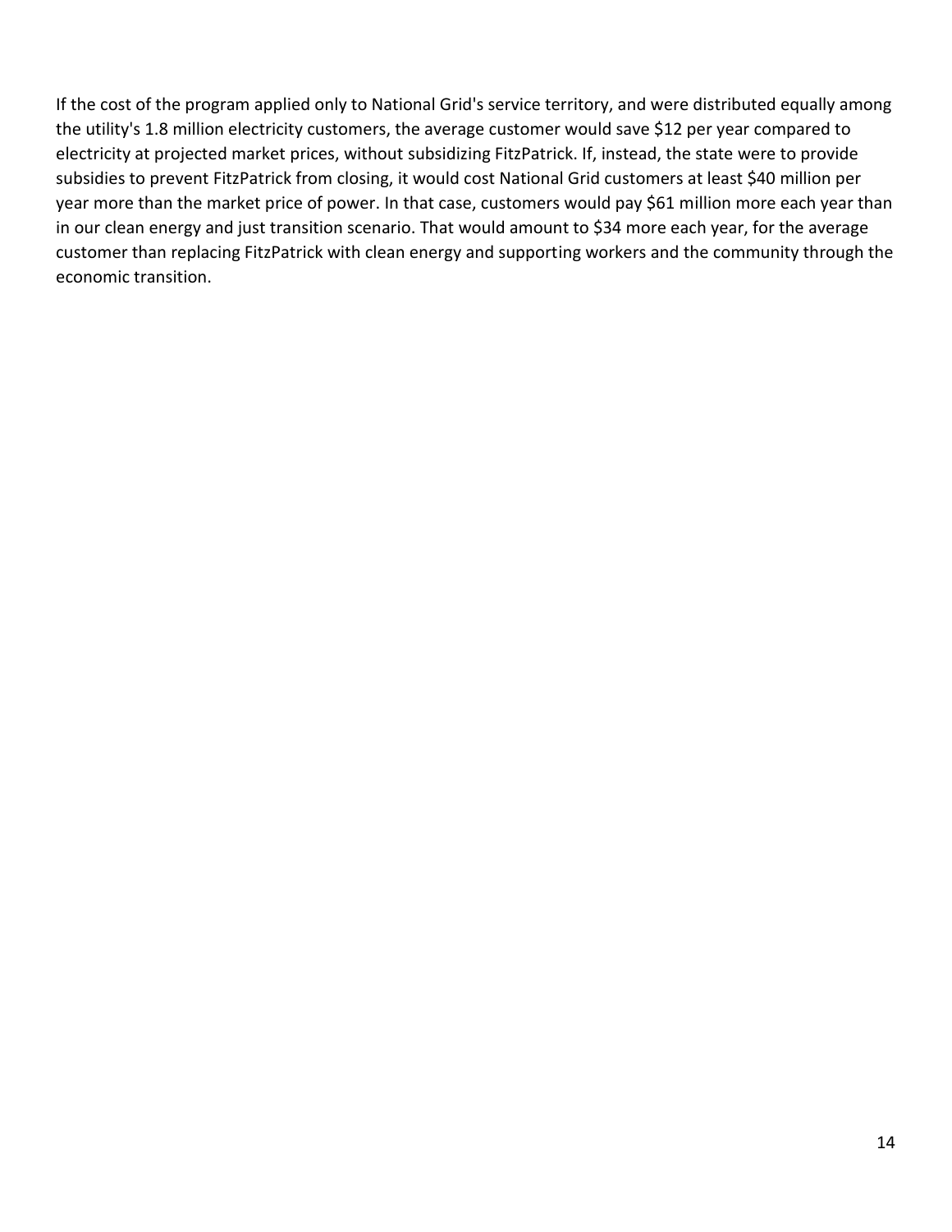If the cost of the program applied only to National Grid's service territory, and were distributed equally among the utility's 1.8 million electricity customers, the average customer would save $12 per year compared to electricity at projected market prices, without subsidizing FitzPatrick. If, instead, the state were to provide subsidies to prevent FitzPatrick from closing, it would cost National Grid customers at least $40 million per year more than the market price of power. In that case, customers would pay $61 million more each year than in our clean energy and just transition scenario. That would amount to $34 more each year, for the average customer than replacing FitzPatrick with clean energy and supporting workers and the community through the economic transition.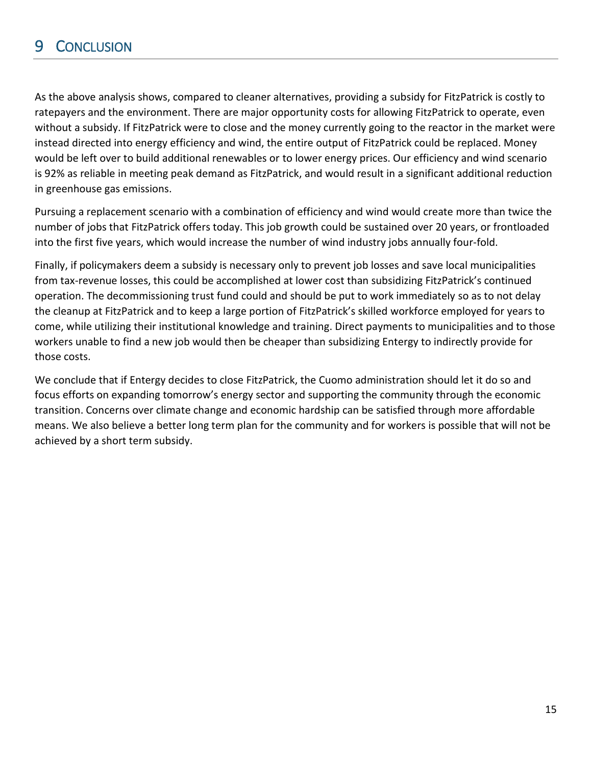# 9 CONCLUSION

As the above analysis shows, compared to cleaner alternatives, providing a subsidy for FitzPatrick is costly to ratepayers and the environment. There are major opportunity costs for allowing FitzPatrick to operate, even without a subsidy. If FitzPatrick were to close and the money currently going to the reactor in the market were instead directed into energy efficiency and wind, the entire output of FitzPatrick could be replaced. Money would be left over to build additional renewables or to lower energy prices. Our efficiency and wind scenario is 92% as reliable in meeting peak demand as FitzPatrick, and would result in a significant additional reduction in greenhouse gas emissions.

Pursuing a replacement scenario with a combination of efficiency and wind would create more than twice the number of jobs that FitzPatrick offers today. This job growth could be sustained over 20 years, or frontloaded into the first five years, which would increase the number of wind industry jobs annually four-fold.

Finally, if policymakers deem a subsidy is necessary only to prevent job losses and save local municipalities from tax-revenue losses, this could be accomplished at lower cost than subsidizing FitzPatrick's continued operation. The decommissioning trust fund could and should be put to work immediately so as to not delay the cleanup at FitzPatrick and to keep a large portion of FitzPatrick's skilled workforce employed for years to come, while utilizing their institutional knowledge and training. Direct payments to municipalities and to those workers unable to find a new job would then be cheaper than subsidizing Entergy to indirectly provide for those costs.

We conclude that if Entergy decides to close FitzPatrick, the Cuomo administration should let it do so and focus efforts on expanding tomorrow's energy sector and supporting the community through the economic transition. Concerns over climate change and economic hardship can be satisfied through more affordable means. We also believe a better long term plan for the community and for workers is possible that will not be achieved by a short term subsidy.